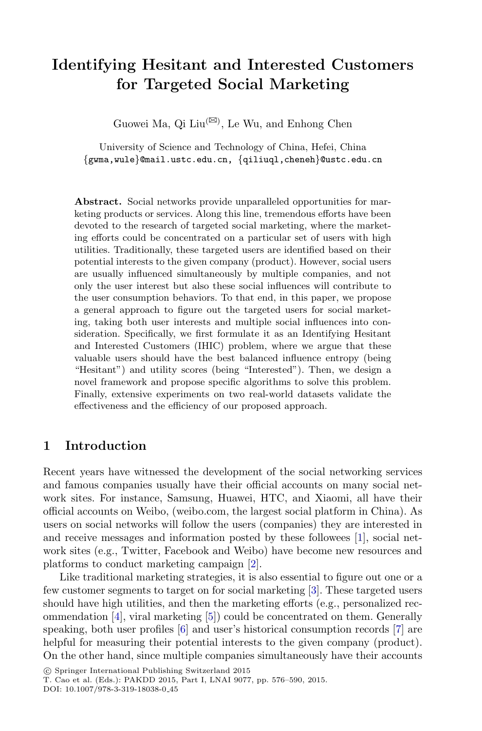# Identifying Hesitant and Interested Customers for Targeted Social Marketing

Guowei Ma, Qi Liu[(✉)], Le Wu, and Enhong Chen

University of Science and Technology of China, Hefei, China
{gwma,wule}@mail.ustc.edu.cn, {qiliuql,cheneh}@ustc.edu.cn

**Abstract.** Social networks provide unparalleled opportunities for marketing products or services. Along this line, tremendous efforts have been devoted to the research of targeted social marketing, where the marketing efforts could be concentrated on a particular set of users with high utilities. Traditionally, these targeted users are identified based on their potential interests to the given company (product). However, social users are usually influenced simultaneously by multiple companies, and not only the user interest but also these social influences will contribute to the user consumption behaviors. To that end, in this paper, we propose a general approach to figure out the targeted users for social marketing, taking both user interests and multiple social influences into consideration. Specifically, we first formulate it as an Identifying Hesitant and Interested Customers (IHIC) problem, where we argue that these valuable users should have the best balanced influence entropy (being "Hesitant") and utility scores (being "Interested"). Then, we design a novel framework and propose specific algorithms to solve this problem. Finally, extensive experiments on two real-world datasets validate the effectiveness and the efficiency of our proposed approach.

## 1 Introduction

Recent years have witnessed the development of the social networking services and famous companies usually have their official accounts on many social network sites. For instance, Samsung, Huawei, HTC, and Xiaomi, all have their official accounts on Weibo, (weibo.com, the largest social platform in China). As users on social networks will follow the users (companies) they are interested in and receive messages and information posted by these followees [1], social network sites (e.g., Twitter, Facebook and Weibo) have become new resources and platforms to conduct marketing campaign [2].

Like traditional marketing strategies, it is also essential to figure out one or a few customer segments to target on for social marketing [3]. These targeted users should have high utilities, and then the marketing efforts (e.g., personalized recommendation [4], viral marketing [5]) could be concentrated on them. Generally speaking, both user profiles [6] and user's historical consumption records [7] are helpful for measuring their potential interests to the given company (product). On the other hand, since multiple companies simultaneously have their accounts

© Springer International Publishing Switzerland 2015
T. Cao et al. (Eds.): PAKDD 2015, Part I, LNAI 9077, pp. 576–590, 2015.
DOI: 10.1007/978-3-319-18038-0_45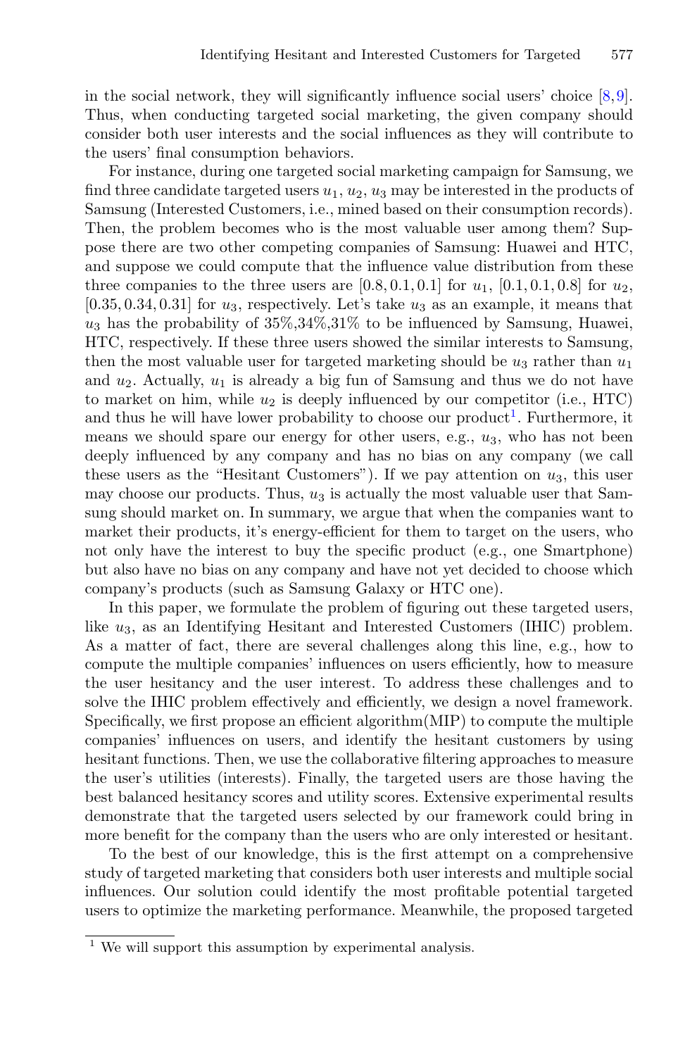in the social network, they will significantly influence social users' choice [8,9]. Thus, when conducting targeted social marketing, the given company should consider both user interests and the social influences as they will contribute to the users' final consumption behaviors.

For instance, during one targeted social marketing campaign for Samsung, we find three candidate targeted users $u_1$, $u_2$, $u_3$ may be interested in the products of Samsung (Interested Customers, i.e., mined based on their consumption records). Then, the problem becomes who is the most valuable user among them? Suppose there are two other competing companies of Samsung: Huawei and HTC, and suppose we could compute that the influence value distribution from these three companies to the three users are $[0.8, 0.1, 0.1]$ for $u_1$, $[0.1, 0.1, 0.8]$ for $u_2$, $[0.35, 0.34, 0.31]$ for $u_3$, respectively. Let's take $u_3$ as an example, it means that $u_3$ has the probability of 35%,34%,31% to be influenced by Samsung, Huawei, HTC, respectively. If these three users showed the similar interests to Samsung, then the most valuable user for targeted marketing should be $u_3$ rather than $u_1$ and $u_2$. Actually, $u_1$ is already a big fun of Samsung and thus we do not have to market on him, while $u_2$ is deeply influenced by our competitor (i.e., HTC) and thus he will have lower probability to choose our product[1]. Furthermore, it means we should spare our energy for other users, e.g., $u_3$, who has not been deeply influenced by any company and has no bias on any company (we call these users as the "Hesitant Customers"). If we pay attention on $u_3$, this user may choose our products. Thus, $u_3$ is actually the most valuable user that Samsung should market on. In summary, we argue that when the companies want to market their products, it's energy-efficient for them to target on the users, who not only have the interest to buy the specific product (e.g., one Smartphone) but also have no bias on any company and have not yet decided to choose which company's products (such as Samsung Galaxy or HTC one).

In this paper, we formulate the problem of figuring out these targeted users, like $u_3$, as an Identifying Hesitant and Interested Customers (IHIC) problem. As a matter of fact, there are several challenges along this line, e.g., how to compute the multiple companies' influences on users efficiently, how to measure the user hesitancy and the user interest. To address these challenges and to solve the IHIC problem effectively and efficiently, we design a novel framework. Specifically, we first propose an efficient algorithm(MIP) to compute the multiple companies' influences on users, and identify the hesitant customers by using hesitant functions. Then, we use the collaborative filtering approaches to measure the user's utilities (interests). Finally, the targeted users are those having the best balanced hesitancy scores and utility scores. Extensive experimental results demonstrate that the targeted users selected by our framework could bring in more benefit for the company than the users who are only interested or hesitant.

To the best of our knowledge, this is the first attempt on a comprehensive study of targeted marketing that considers both user interests and multiple social influences. Our solution could identify the most profitable potential targeted users to optimize the marketing performance. Meanwhile, the proposed targeted

[1] We will support this assumption by experimental analysis.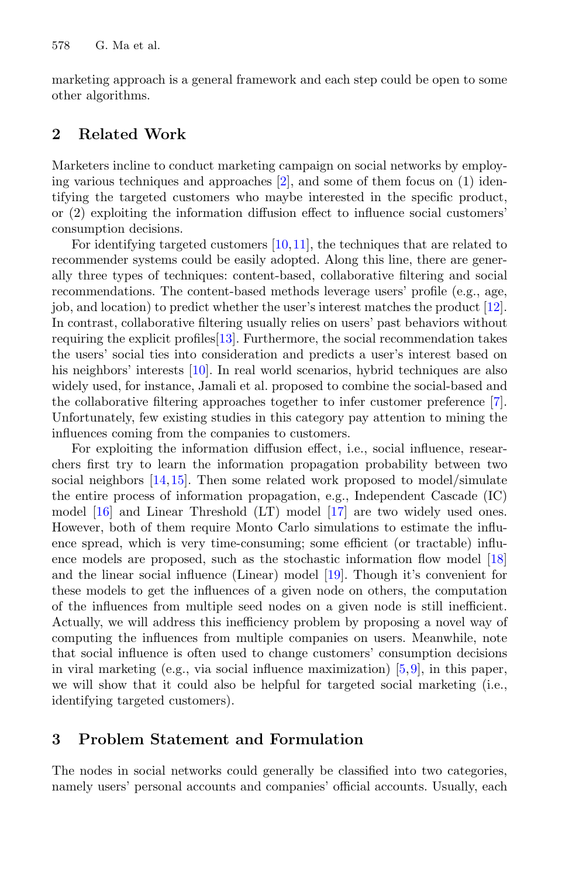marketing approach is a general framework and each step could be open to some other algorithms.

## 2 Related Work

Marketers incline to conduct marketing campaign on social networks by employing various techniques and approaches [2], and some of them focus on (1) identifying the targeted customers who maybe interested in the specific product, or (2) exploiting the information diffusion effect to influence social customers' consumption decisions.

For identifying targeted customers [10,11], the techniques that are related to recommender systems could be easily adopted. Along this line, there are generally three types of techniques: content-based, collaborative filtering and social recommendations. The content-based methods leverage users' profile (e.g., age, job, and location) to predict whether the user's interest matches the product [12]. In contrast, collaborative filtering usually relies on users' past behaviors without requiring the explicit profiles[13]. Furthermore, the social recommendation takes the users' social ties into consideration and predicts a user's interest based on his neighbors' interests [10]. In real world scenarios, hybrid techniques are also widely used, for instance, Jamali et al. proposed to combine the social-based and the collaborative filtering approaches together to infer customer preference [7]. Unfortunately, few existing studies in this category pay attention to mining the influences coming from the companies to customers.

For exploiting the information diffusion effect, i.e., social influence, researchers first try to learn the information propagation probability between two social neighbors [14,15]. Then some related work proposed to model/simulate the entire process of information propagation, e.g., Independent Cascade (IC) model [16] and Linear Threshold (LT) model [17] are two widely used ones. However, both of them require Monto Carlo simulations to estimate the influence spread, which is very time-consuming; some efficient (or tractable) influence models are proposed, such as the stochastic information flow model [18] and the linear social influence (Linear) model [19]. Though it's convenient for these models to get the influences of a given node on others, the computation of the influences from multiple seed nodes on a given node is still inefficient. Actually, we will address this inefficiency problem by proposing a novel way of computing the influences from multiple companies on users. Meanwhile, note that social influence is often used to change customers' consumption decisions in viral marketing (e.g., via social influence maximization) [5,9], in this paper, we will show that it could also be helpful for targeted social marketing (i.e., identifying targeted customers).

## 3 Problem Statement and Formulation

The nodes in social networks could generally be classified into two categories, namely users' personal accounts and companies' official accounts. Usually, each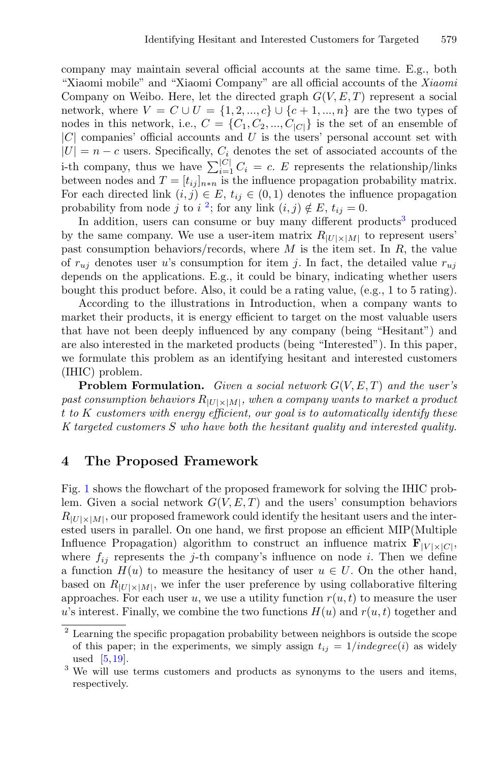company may maintain several official accounts at the same time. E.g., both "Xiaomi mobile" and "Xiaomi Company" are all official accounts of the *Xiaomi* Company on Weibo. Here, let the directed graph $G(V, E, T)$ represent a social network, where $V = C \cup U = \{1, 2, ..., c\} \cup \{c+1, ..., n\}$ are the two types of nodes in this network, i.e., $C = \{C_1, C_2, ..., C_{|C|}\}$ is the set of an ensemble of $|C|$ companies' official accounts and $U$ is the users' personal account set with $|U| = n - c$ users. Specifically, $C_i$ denotes the set of associated accounts of the i-th company, thus we have $\sum_{i=1}^{|C|} C_i = c$. $E$ represents the relationship/links between nodes and $T = [t_{ij}]_{n*n}$ is the influence propagation probability matrix. For each directed link $(i, j) \in E$, $t_{ij} \in (0, 1)$ denotes the influence propagation probability from node $j$ to $i$ [2]; for any link $(i, j) \notin E$, $t_{ij} = 0$.

In addition, users can consume or buy many different products[3] produced by the same company. We use a user-item matrix $R_{|U| \times |M|}$ to represent users' past consumption behaviors/records, where $M$ is the item set. In $R$, the value of $r_{uj}$ denotes user $u$'s consumption for item $j$. In fact, the detailed value $r_{uj}$ depends on the applications. E.g., it could be binary, indicating whether users bought this product before. Also, it could be a rating value, (e.g., 1 to 5 rating).

According to the illustrations in Introduction, when a company wants to market their products, it is energy efficient to target on the most valuable users that have not been deeply influenced by any company (being "Hesitant") and are also interested in the marketed products (being "Interested"). In this paper, we formulate this problem as an identifying hesitant and interested customers (IHIC) problem.

**Problem Formulation.** *Given a social network $G(V, E, T)$ and the user's past consumption behaviors $R_{|U| \times |M|}$, when a company wants to market a product $t$ to $K$ customers with energy efficient, our goal is to automatically identify these $K$ targeted customers $S$ who have both the hesitant quality and interested quality.*

## 4 The Proposed Framework

Fig. 1 shows the flowchart of the proposed framework for solving the IHIC problem. Given a social network $G(V, E, T)$ and the users' consumption behaviors $R_{|U| \times |M|}$, our proposed framework could identify the hesitant users and the interested users in parallel. On one hand, we first propose an efficient MIP(Multiple Influence Propagation) algorithm to construct an influence matrix $\mathbf{F}_{|V| \times |C|}$, where $f_{ij}$ represents the $j$-th company's influence on node $i$. Then we define a function $H(u)$ to measure the hesitancy of user $u \in U$. On the other hand, based on $R_{|U| \times |M|}$, we infer the user preference by using collaborative filtering approaches. For each user $u$, we use a utility function $r(u, t)$ to measure the user $u$'s interest. Finally, we combine the two functions $H(u)$ and $r(u, t)$ together and

---

[2] Learning the specific propagation probability between neighbors is outside the scope of this paper; in the experiments, we simply assign $t_{ij} = 1/indegree(i)$ as widely used [5,19].

[3] We will use terms customers and products as synonyms to the users and items, respectively.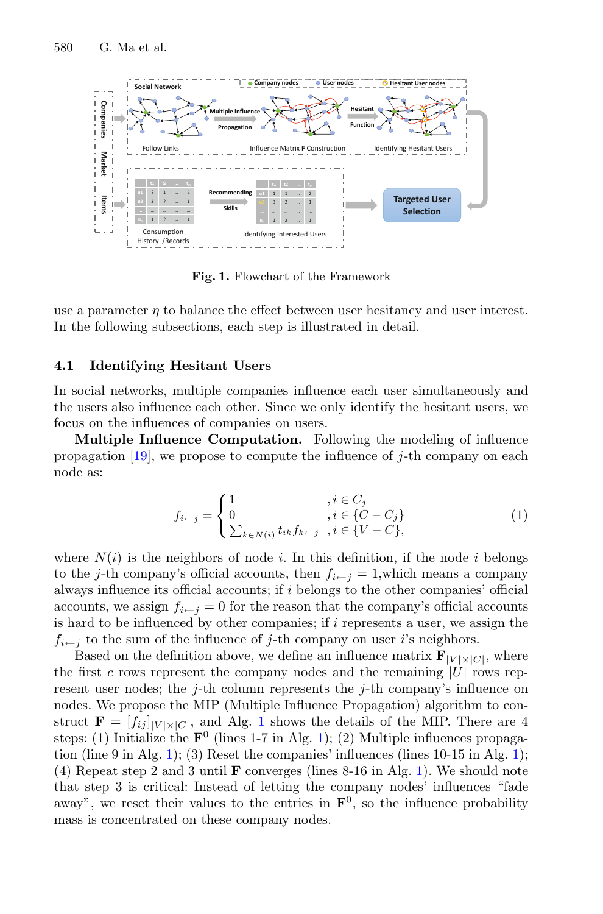Fig. 1. Flowchart of the Framework

use a parameter $\eta$ to balance the effect between user hesitancy and user interest. In the following subsections, each step is illustrated in detail.

### 4.1 Identifying Hesitant Users

In social networks, multiple companies influence each user simultaneously and the users also influence each other. Since we only identify the hesitant users, we focus on the influences of companies on users.

**Multiple Influence Computation.** Following the modeling of influence propagation [19], we propose to compute the influence of $j$-th company on each node as:

$$f_{i \leftarrow j} = \begin{cases} 1 & , i \in C_j \\ 0 & , i \in \{C - C_j\} \\ \sum_{k \in N(i)} t_{ik} f_{k \leftarrow j} & , i \in \{V - C\}, \end{cases} \tag{1}$$

where $N(i)$ is the neighbors of node $i$. In this definition, if the node $i$ belongs to the $j$-th company's official accounts, then $f_{i \leftarrow j} = 1$,which means a company always influence its official accounts; if $i$ belongs to the other companies' official accounts, we assign $f_{i \leftarrow j} = 0$ for the reason that the company's official accounts is hard to be influenced by other companies; if $i$ represents a user, we assign the $f_{i \leftarrow j}$ to the sum of the influence of $j$-th company on user $i$'s neighbors.

Based on the definition above, we define an influence matrix $\mathbf{F}_{|V| \times |C|}$, where the first $c$ rows represent the company nodes and the remaining $|U|$ rows represent user nodes; the $j$-th column represents the $j$-th company's influence on nodes. We propose the MIP (Multiple Influence Propagation) algorithm to construct $\mathbf{F} = [f_{ij}]_{|V| \times |C|}$, and Alg. 1 shows the details of the MIP. There are 4 steps: (1) Initialize the $\mathbf{F}^0$ (lines 1-7 in Alg. 1); (2) Multiple influences propagation (line 9 in Alg. 1); (3) Reset the companies' influences (lines 10-15 in Alg. 1); (4) Repeat step 2 and 3 until $\mathbf{F}$ converges (lines 8-16 in Alg. 1). We should note that step 3 is critical: Instead of letting the company nodes' influences "fade away", we reset their values to the entries in $\mathbf{F}^0$, so the influence probability mass is concentrated on these company nodes.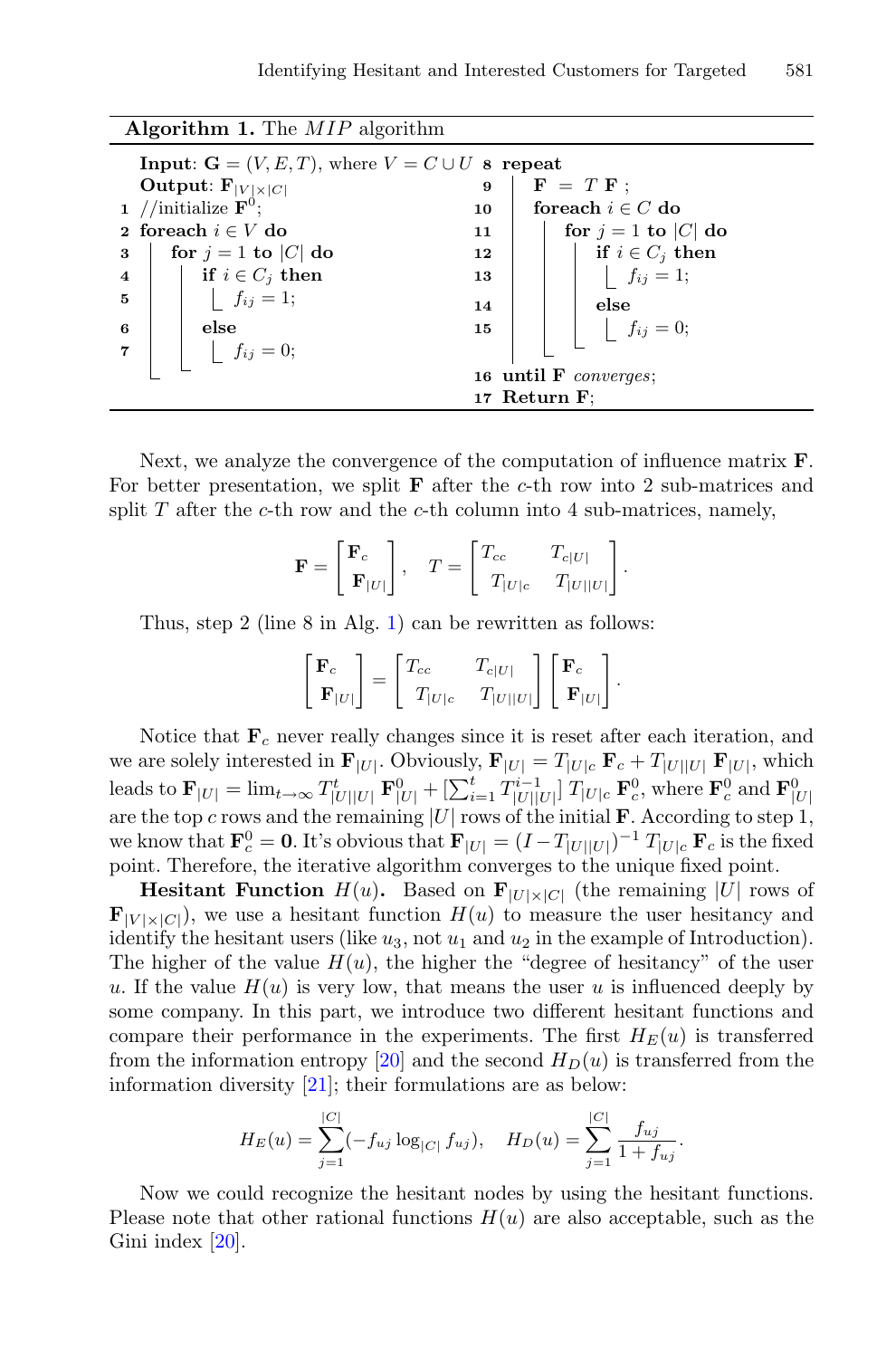**Algorithm 1.** The *MIP* algorithm

```
Input: G = (V, E, T), where V = C ∪ U
Output: F_{|V|×|C|}
1  //initialize F^0;
2  foreach i ∈ V do
3      for j = 1 to |C| do
4          if i ∈ C_j then
5              f_ij = 1;
6          else
7              f_ij = 0;
8  repeat
9      F = T F ;
10     foreach i ∈ C do
11         for j = 1 to |C| do
12             if i ∈ C_j then
13                 f_ij = 1;
14             else
15                 f_ij = 0;
16 until F converges;
17 Return F;
```

Next, we analyze the convergence of the computation of influence matrix $\mathbf{F}$. For better presentation, we split $\mathbf{F}$ after the $c$-th row into 2 sub-matrices and split $T$ after the $c$-th row and the $c$-th column into 4 sub-matrices, namely,

$$\mathbf{F} = \begin{bmatrix} \mathbf{F}_c \\ \mathbf{F}_{|U|} \end{bmatrix}, \quad T = \begin{bmatrix} T_{cc} & T_{c|U|} \\ T_{|U|c} & T_{|U||U|} \end{bmatrix}.$$

Thus, step 2 (line 8 in Alg. 1) can be rewritten as follows:

$$\begin{bmatrix} \mathbf{F}_c \\ \mathbf{F}_{|U|} \end{bmatrix} = \begin{bmatrix} T_{cc} & T_{c|U|} \\ T_{|U|c} & T_{|U||U|} \end{bmatrix} \begin{bmatrix} \mathbf{F}_c \\ \mathbf{F}_{|U|} \end{bmatrix}.$$

Notice that $\mathbf{F}_c$ never really changes since it is reset after each iteration, and we are solely interested in $\mathbf{F}_{|U|}$. Obviously, $\mathbf{F}_{|U|} = T_{|U|c}\,\mathbf{F}_c + T_{|U||U|}\,\mathbf{F}_{|U|}$, which leads to $\mathbf{F}_{|U|} = \lim_{t\to\infty} T^t_{|U||U|}\,\mathbf{F}^0_{|U|} + [\sum_{i=1}^{t} T^{i-1}_{|U||U|}]\,T_{|U|c}\,\mathbf{F}^0_c$, where $\mathbf{F}^0_c$ and $\mathbf{F}^0_{|U|}$ are the top $c$ rows and the remaining $|U|$ rows of the initial $\mathbf{F}$. According to step 1, we know that $\mathbf{F}^0_c = \mathbf{0}$. It's obvious that $\mathbf{F}_{|U|} = (I - T_{|U||U|})^{-1}\,T_{|U|c}\,\mathbf{F}_c$ is the fixed point. Therefore, the iterative algorithm converges to the unique fixed point.

**Hesitant Function $H(u)$.** Based on $\mathbf{F}_{|U|\times|C|}$ (the remaining $|U|$ rows of $\mathbf{F}_{|V|\times|C|}$), we use a hesitant function $H(u)$ to measure the user hesitancy and identify the hesitant users (like $u_3$, not $u_1$ and $u_2$ in the example of Introduction). The higher of the value $H(u)$, the higher the "degree of hesitancy" of the user $u$. If the value $H(u)$ is very low, that means the user $u$ is influenced deeply by some company. In this part, we introduce two different hesitant functions and compare their performance in the experiments. The first $H_E(u)$ is transferred from the information entropy [20] and the second $H_D(u)$ is transferred from the information diversity [21]; their formulations are as below:

$$H_E(u) = \sum_{j=1}^{|C|}(-f_{uj}\log_{|C|} f_{uj}), \quad H_D(u) = \sum_{j=1}^{|C|}\frac{f_{uj}}{1+f_{uj}}.$$

Now we could recognize the hesitant nodes by using the hesitant functions. Please note that other rational functions $H(u)$ are also acceptable, such as the Gini index [20].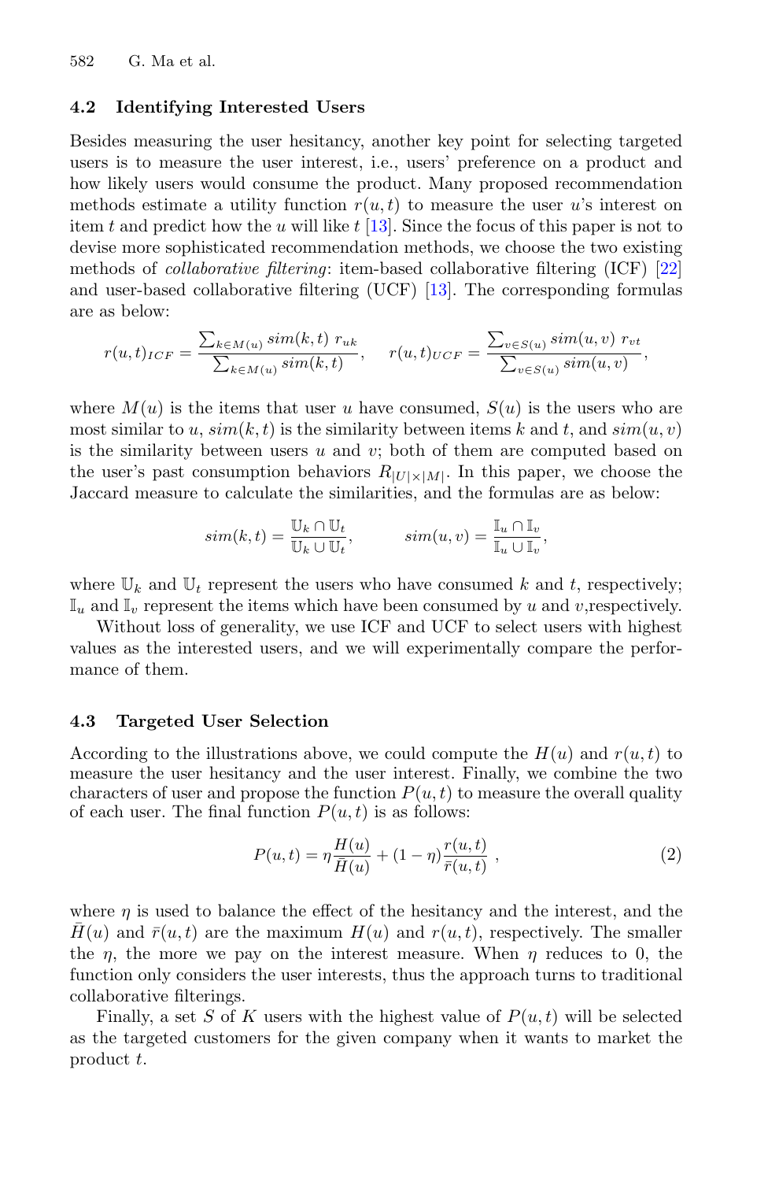### 4.2 Identifying Interested Users

Besides measuring the user hesitancy, another key point for selecting targeted users is to measure the user interest, i.e., users' preference on a product and how likely users would consume the product. Many proposed recommendation methods estimate a utility function $r(u,t)$ to measure the user $u$'s interest on item $t$ and predict how the $u$ will like $t$ [13]. Since the focus of this paper is not to devise more sophisticated recommendation methods, we choose the two existing methods of *collaborative filtering*: item-based collaborative filtering (ICF) [22] and user-based collaborative filtering (UCF) [13]. The corresponding formulas are as below:

$$r(u,t)_{ICF} = \frac{\sum_{k \in M(u)} sim(k,t)\ r_{uk}}{\sum_{k \in M(u)} sim(k,t)}, \quad r(u,t)_{UCF} = \frac{\sum_{v \in S(u)} sim(u,v)\ r_{vt}}{\sum_{v \in S(u)} sim(u,v)},$$

where $M(u)$ is the items that user $u$ have consumed, $S(u)$ is the users who are most similar to $u$, $sim(k,t)$ is the similarity between items $k$ and $t$, and $sim(u,v)$ is the similarity between users $u$ and $v$; both of them are computed based on the user's past consumption behaviors $R_{|U| \times |M|}$. In this paper, we choose the Jaccard measure to calculate the similarities, and the formulas are as below:

$$sim(k,t) = \frac{\mathbb{U}_k \cap \mathbb{U}_t}{\mathbb{U}_k \cup \mathbb{U}_t}, \qquad sim(u,v) = \frac{\mathbb{I}_u \cap \mathbb{I}_v}{\mathbb{I}_u \cup \mathbb{I}_v},$$

where $\mathbb{U}_k$ and $\mathbb{U}_t$ represent the users who have consumed $k$ and $t$, respectively; $\mathbb{I}_u$ and $\mathbb{I}_v$ represent the items which have been consumed by $u$ and $v$,respectively.

Without loss of generality, we use ICF and UCF to select users with highest values as the interested users, and we will experimentally compare the performance of them.

### 4.3 Targeted User Selection

According to the illustrations above, we could compute the $H(u)$ and $r(u,t)$ to measure the user hesitancy and the user interest. Finally, we combine the two characters of user and propose the function $P(u,t)$ to measure the overall quality of each user. The final function $P(u,t)$ is as follows:

$$P(u,t) = \eta \frac{H(u)}{\bar{H}(u)} + (1-\eta) \frac{r(u,t)}{\bar{r}(u,t)}\ , \tag{2}$$

where $\eta$ is used to balance the effect of the hesitancy and the interest, and the $\bar{H}(u)$ and $\bar{r}(u,t)$ are the maximum $H(u)$ and $r(u,t)$, respectively. The smaller the $\eta$, the more we pay on the interest measure. When $\eta$ reduces to 0, the function only considers the user interests, thus the approach turns to traditional collaborative filterings.

Finally, a set $S$ of $K$ users with the highest value of $P(u,t)$ will be selected as the targeted customers for the given company when it wants to market the product $t$.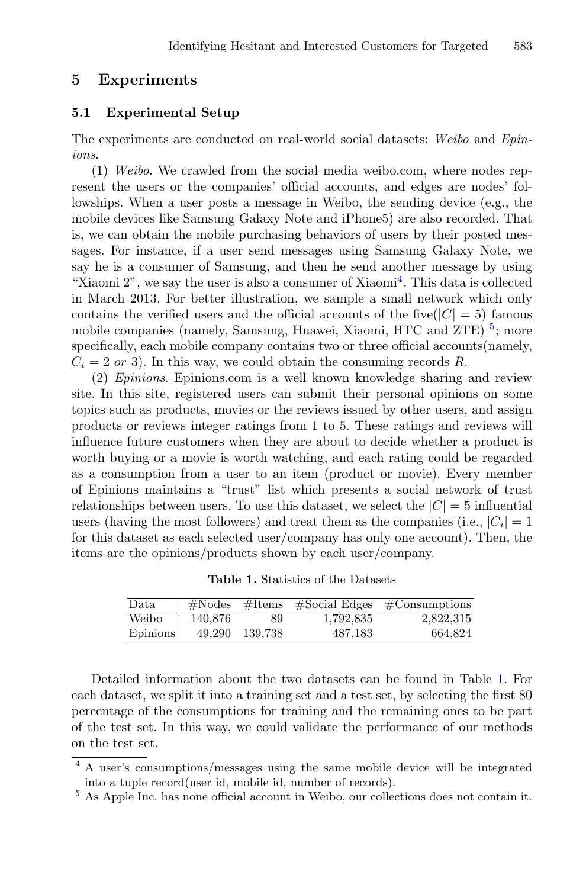## 5 Experiments

### 5.1 Experimental Setup

The experiments are conducted on real-world social datasets: *Weibo* and *Epinions*.

(1) *Weibo*. We crawled from the social media weibo.com, where nodes represent the users or the companies' official accounts, and edges are nodes' followships. When a user posts a message in Weibo, the sending device (e.g., the mobile devices like Samsung Galaxy Note and iPhone5) are also recorded. That is, we can obtain the mobile purchasing behaviors of users by their posted messages. For instance, if a user send messages using Samsung Galaxy Note, we say he is a consumer of Samsung, and then he send another message by using "Xiaomi 2", we say the user is also a consumer of Xiaomi[4]. This data is collected in March 2013. For better illustration, we sample a small network which only contains the verified users and the official accounts of the five($|C| = 5$) famous mobile companies (namely, Samsung, Huawei, Xiaomi, HTC and ZTE) [5]; more specifically, each mobile company contains two or three official accounts(namely, $C_i = 2$ *or* 3). In this way, we could obtain the consuming records $R$.

(2) *Epinions*. Epinions.com is a well known knowledge sharing and review site. In this site, registered users can submit their personal opinions on some topics such as products, movies or the reviews issued by other users, and assign products or reviews integer ratings from 1 to 5. These ratings and reviews will influence future customers when they are about to decide whether a product is worth buying or a movie is worth watching, and each rating could be regarded as a consumption from a user to an item (product or movie). Every member of Epinions maintains a "trust" list which presents a social network of trust relationships between users. To use this dataset, we select the $|C| = 5$ influential users (having the most followers) and treat them as the companies (i.e., $|C_i| = 1$ for this dataset as each selected user/company has only one account). Then, the items are the opinions/products shown by each user/company.

**Table 1.** Statistics of the Datasets

| Data | #Nodes | #Items | #Social Edges | #Consumptions |
|---|---|---|---|---|
| Weibo | 140,876 | 89 | 1,792,835 | 2,822,315 |
| Epinions | 49,290 | 139,738 | 487,183 | 664,824 |

Detailed information about the two datasets can be found in Table 1. For each dataset, we split it into a training set and a test set, by selecting the first 80 percentage of the consumptions for training and the remaining ones to be part of the test set. In this way, we could validate the performance of our methods on the test set.

[4] A user's consumptions/messages using the same mobile device will be integrated into a tuple record(user id, mobile id, number of records).

[5] As Apple Inc. has none official account in Weibo, our collections does not contain it.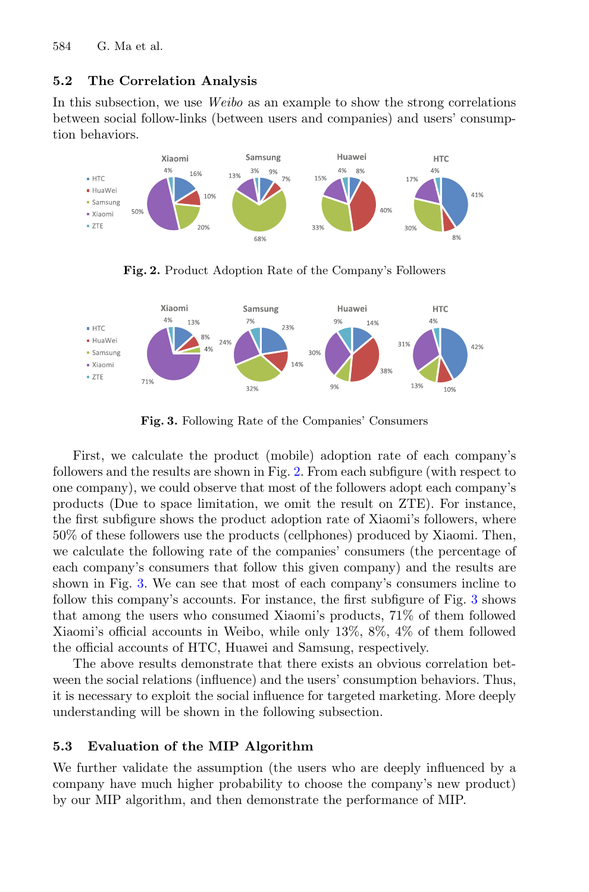## 5.2 The Correlation Analysis

In this subsection, we use *Weibo* as an example to show the strong correlations between social follow-links (between users and companies) and users' consumption behaviors.

**Fig. 2.** Product Adoption Rate of the Company's Followers

**Fig. 3.** Following Rate of the Companies' Consumers

First, we calculate the product (mobile) adoption rate of each company's followers and the results are shown in Fig. 2. From each subfigure (with respect to one company), we could observe that most of the followers adopt each company's products (Due to space limitation, we omit the result on ZTE). For instance, the first subfigure shows the product adoption rate of Xiaomi's followers, where 50% of these followers use the products (cellphones) produced by Xiaomi. Then, we calculate the following rate of the companies' consumers (the percentage of each company's consumers that follow this given company) and the results are shown in Fig. 3. We can see that most of each company's consumers incline to follow this company's accounts. For instance, the first subfigure of Fig. 3 shows that among the users who consumed Xiaomi's products, 71% of them followed Xiaomi's official accounts in Weibo, while only 13%, 8%, 4% of them followed the official accounts of HTC, Huawei and Samsung, respectively.

The above results demonstrate that there exists an obvious correlation between the social relations (influence) and the users' consumption behaviors. Thus, it is necessary to exploit the social influence for targeted marketing. More deeply understanding will be shown in the following subsection.

## 5.3 Evaluation of the MIP Algorithm

We further validate the assumption (the users who are deeply influenced by a company have much higher probability to choose the company's new product) by our MIP algorithm, and then demonstrate the performance of MIP.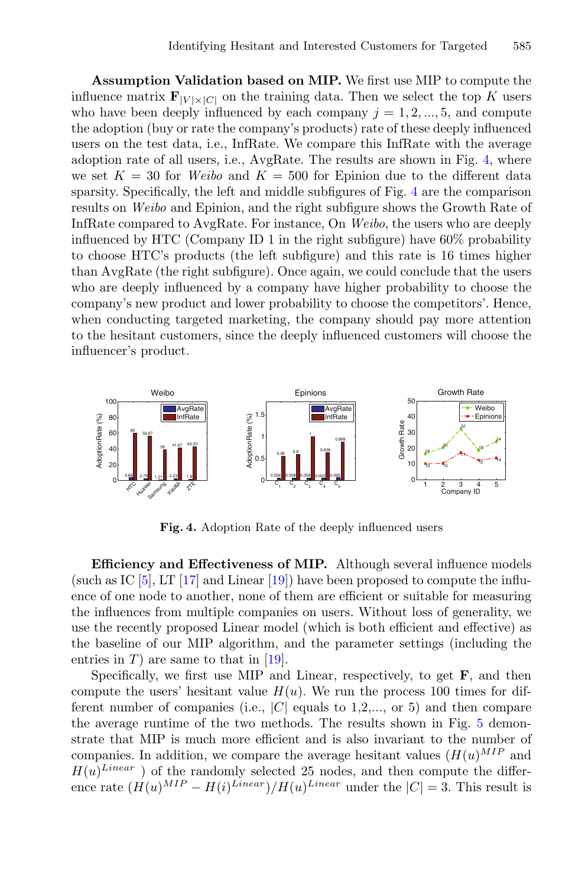**Assumption Validation based on MIP.** We first use MIP to compute the influence matrix $\mathbf{F}_{|V|\times|C|}$ on the training data. Then we select the top $K$ users who have been deeply influenced by each company $j = 1, 2, ..., 5$, and compute the adoption (buy or rate the company's products) rate of these deeply influenced users on the test data, i.e., InfRate. We compare this InfRate with the average adoption rate of all users, i.e., AvgRate. The results are shown in Fig. 4, where we set $K = 30$ for *Weibo* and $K = 500$ for Epinion due to the different data sparsity. Specifically, the left and middle subfigures of Fig. 4 are the comparison results on *Weibo* and Epinion, and the right subfigure shows the Growth Rate of InfRate compared to AvgRate. For instance, On *Weibo*, the users who are deeply influenced by HTC (Company ID 1 in the right subfigure) have 60% probability to choose HTC's products (the left subfigure) and this rate is 16 times higher than AvgRate (the right subfigure). Once again, we could conclude that the users who are deeply influenced by a company have higher probability to choose the company's new product and lower probability to choose the competitors'. Hence, when conducting targeted marketing, the company should pay more attention to the hesitant customers, since the deeply influenced customers will choose the influencer's product.

**Fig. 4.** Adoption Rate of the deeply influenced users

**Efficiency and Effectiveness of MIP.** Although several influence models (such as IC [5], LT [17] and Linear [19]) have been proposed to compute the influence of one node to another, none of them are efficient or suitable for measuring the influences from multiple companies on users. Without loss of generality, we use the recently proposed Linear model (which is both efficient and effective) as the baseline of our MIP algorithm, and the parameter settings (including the entries in $T$) are same to that in [19].

Specifically, we first use MIP and Linear, respectively, to get $\mathbf{F}$, and then compute the users' hesitant value $H(u)$. We run the process 100 times for different number of companies (i.e., $|C|$ equals to 1,2,..., or 5) and then compare the average runtime of the two methods. The results shown in Fig. 5 demonstrate that MIP is much more efficient and is also invariant to the number of companies. In addition, we compare the average hesitant values ($H(u)^{MIP}$ and $H(u)^{Linear}$ ) of the randomly selected 25 nodes, and then compute the difference rate $(H(u)^{MIP} - H(i)^{Linear})/H(u)^{Linear}$ under the $|C| = 3$. This result is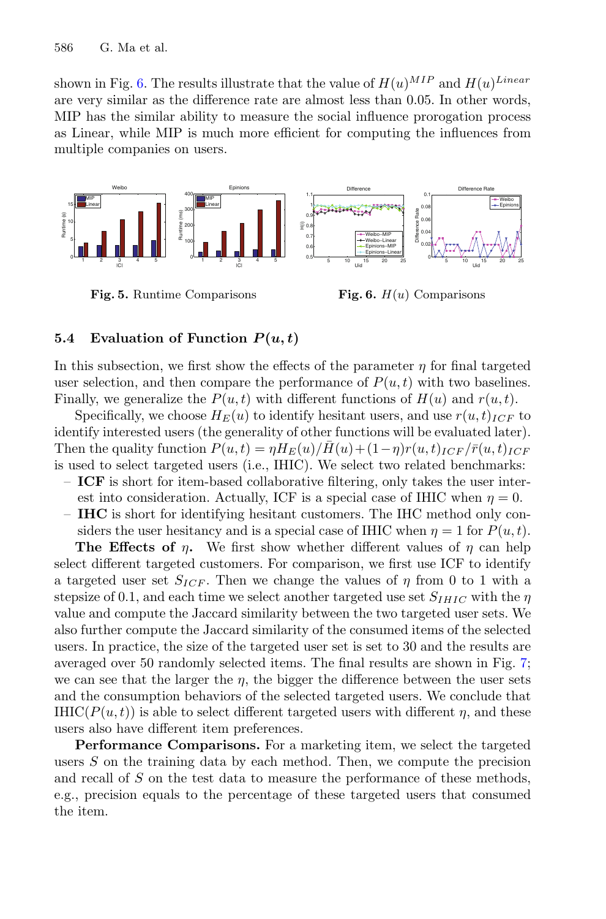shown in Fig. 6. The results illustrate that the value of $H(u)^{MIP}$ and $H(u)^{Linear}$ are very similar as the difference rate are almost less than 0.05. In other words, MIP has the similar ability to measure the social influence prorogation process as Linear, while MIP is much more efficient for computing the influences from multiple companies on users.

**Fig. 5.** Runtime Comparisons

**Fig. 6.** $H(u)$ Comparisons

### 5.4 Evaluation of Function $P(u, t)$

In this subsection, we first show the effects of the parameter $\eta$ for final targeted user selection, and then compare the performance of $P(u, t)$ with two baselines. Finally, we generalize the $P(u, t)$ with different functions of $H(u)$ and $r(u, t)$.

Specifically, we choose $H_E(u)$ to identify hesitant users, and use $r(u, t)_{ICF}$ to identify interested users (the generality of other functions will be evaluated later). Then the quality function $P(u, t) = \eta H_E(u)/\bar{H}(u) + (1-\eta) r(u, t)_{ICF}/\bar{r}(u, t)_{ICF}$ is used to select targeted users (i.e., IHIC). We select two related benchmarks:

- **ICF** is short for item-based collaborative filtering, only takes the user interest into consideration. Actually, ICF is a special case of IHIC when $\eta = 0$.
- **IHC** is short for identifying hesitant customers. The IHC method only considers the user hesitancy and is a special case of IHIC when $\eta = 1$ for $P(u, t)$.

**The Effects of $\eta$.** We first show whether different values of $\eta$ can help select different targeted customers. For comparison, we first use ICF to identify a targeted user set $S_{ICF}$. Then we change the values of $\eta$ from 0 to 1 with a stepsize of 0.1, and each time we select another targeted use set $S_{IHIC}$ with the $\eta$ value and compute the Jaccard similarity between the two targeted user sets. We also further compute the Jaccard similarity of the consumed items of the selected users. In practice, the size of the targeted user set is set to 30 and the results are averaged over 50 randomly selected items. The final results are shown in Fig. 7; we can see that the larger the $\eta$, the bigger the difference between the user sets and the consumption behaviors of the selected targeted users. We conclude that IHIC($P(u, t)$) is able to select different targeted users with different $\eta$, and these users also have different item preferences.

**Performance Comparisons.** For a marketing item, we select the targeted users $S$ on the training data by each method. Then, we compute the precision and recall of $S$ on the test data to measure the performance of these methods, e.g., precision equals to the percentage of these targeted users that consumed the item.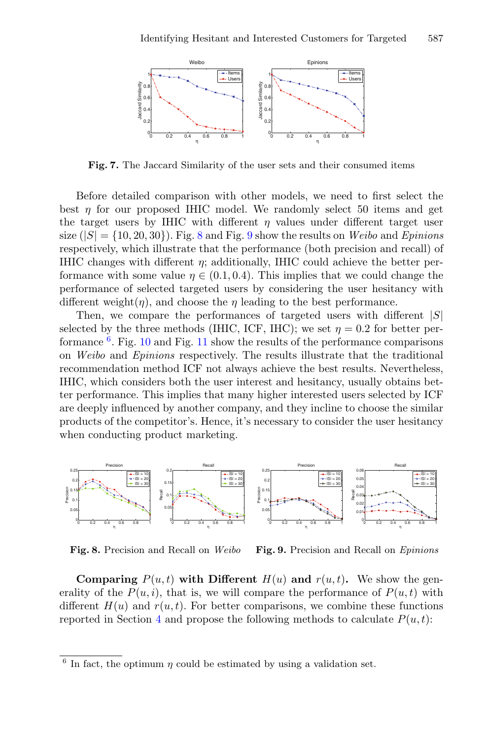Fig. 7. The Jaccard Similarity of the user sets and their consumed items

Before detailed comparison with other models, we need to first select the best $\eta$ for our proposed IHIC model. We randomly select 50 items and get the target users by IHIC with different $\eta$ values under different target user size ($|S| = \{10, 20, 30\}$). Fig. 8 and Fig. 9 show the results on *Weibo* and *Epinions* respectively, which illustrate that the performance (both precision and recall) of IHIC changes with different $\eta$; additionally, IHIC could achieve the better performance with some value $\eta \in (0.1, 0.4)$. This implies that we could change the performance of selected targeted users by considering the user hesitancy with different weight($\eta$), and choose the $\eta$ leading to the best performance.

Then, we compare the performances of targeted users with different $|S|$ selected by the three methods (IHIC, ICF, IHC); we set $\eta = 0.2$ for better performance [6]. Fig. 10 and Fig. 11 show the results of the performance comparisons on *Weibo* and *Epinions* respectively. The results illustrate that the traditional recommendation method ICF not always achieve the best results. Nevertheless, IHIC, which considers both the user interest and hesitancy, usually obtains better performance. This implies that many higher interested users selected by ICF are deeply influenced by another company, and they incline to choose the similar products of the competitor's. Hence, it's necessary to consider the user hesitancy when conducting product marketing.

**Fig. 8.** Precision and Recall on *Weibo* **Fig. 9.** Precision and Recall on *Epinions*

**Comparing $P(u, t)$ with Different $H(u)$ and $r(u, t)$.** We show the generality of the $P(u, i)$, that is, we will compare the performance of $P(u, t)$ with different $H(u)$ and $r(u, t)$. For better comparisons, we combine these functions reported in Section 4 and propose the following methods to calculate $P(u, t)$:

[6] In fact, the optimum $\eta$ could be estimated by using a validation set.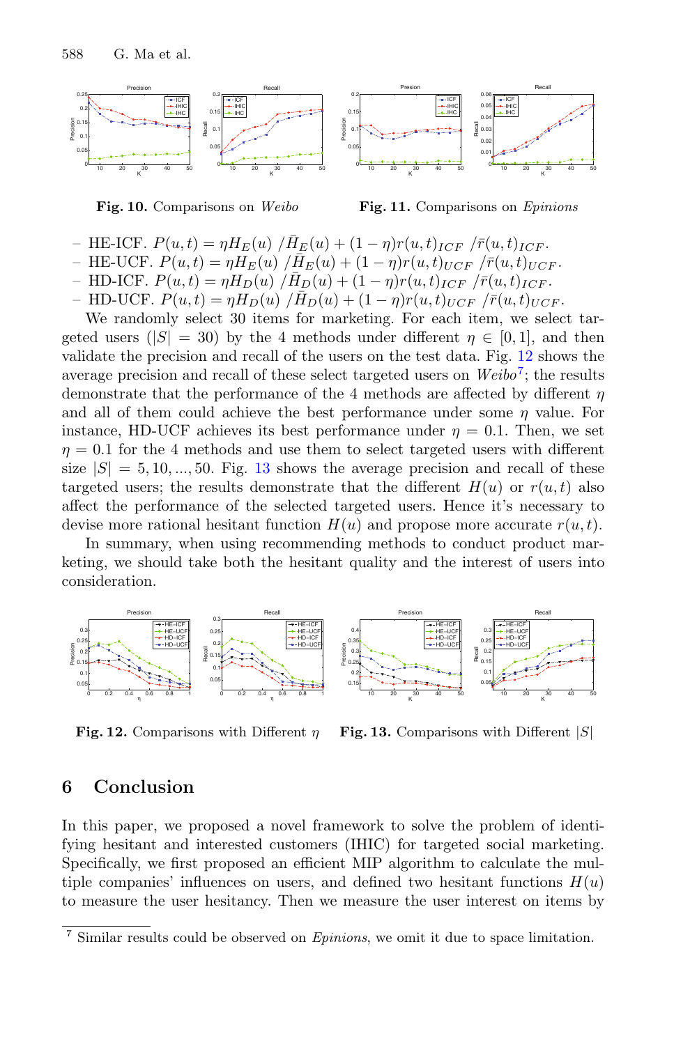Fig. 10. Comparisons on *Weibo*

Fig. 11. Comparisons on *Epinions*

- HE-ICF. $P(u,t) = \eta H_E(u) \ / \bar{H}_E(u) + (1-\eta) r(u,t)_{ICF} \ / \bar{r}(u,t)_{ICF}$.
- HE-UCF. $P(u,t) = \eta H_E(u) \ / \bar{H}_E(u) + (1-\eta) r(u,t)_{UCF} \ / \bar{r}(u,t)_{UCF}$.
- HD-ICF. $P(u,t) = \eta H_D(u) \ / \bar{H}_D(u) + (1-\eta) r(u,t)_{ICF} \ / \bar{r}(u,t)_{ICF}$.
- HD-UCF. $P(u,t) = \eta H_D(u) \ / \bar{H}_D(u) + (1-\eta) r(u,t)_{UCF} \ / \bar{r}(u,t)_{UCF}$.

We randomly select 30 items for marketing. For each item, we select targeted users ($|S| = 30$) by the 4 methods under different $\eta \in [0,1]$, and then validate the precision and recall of the users on the test data. Fig. 12 shows the average precision and recall of these select targeted users on *Weibo*[7]; the results demonstrate that the performance of the 4 methods are affected by different $\eta$ and all of them could achieve the best performance under some $\eta$ value. For instance, HD-UCF achieves its best performance under $\eta = 0.1$. Then, we set $\eta = 0.1$ for the 4 methods and use them to select targeted users with different size $|S| = 5, 10, ..., 50$. Fig. 13 shows the average precision and recall of these targeted users; the results demonstrate that the different $H(u)$ or $r(u,t)$ also affect the performance of the selected targeted users. Hence it's necessary to devise more rational hesitant function $H(u)$ and propose more accurate $r(u,t)$.

In summary, when using recommending methods to conduct product marketing, we should take both the hesitant quality and the interest of users into consideration.

Fig. 12. Comparisons with Different $\eta$

Fig. 13. Comparisons with Different $|S|$

## 6 Conclusion

In this paper, we proposed a novel framework to solve the problem of identifying hesitant and interested customers (IHIC) for targeted social marketing. Specifically, we first proposed an efficient MIP algorithm to calculate the multiple companies' influences on users, and defined two hesitant functions $H(u)$ to measure the user hesitancy. Then we measure the user interest on items by

[7] Similar results could be observed on *Epinions*, we omit it due to space limitation.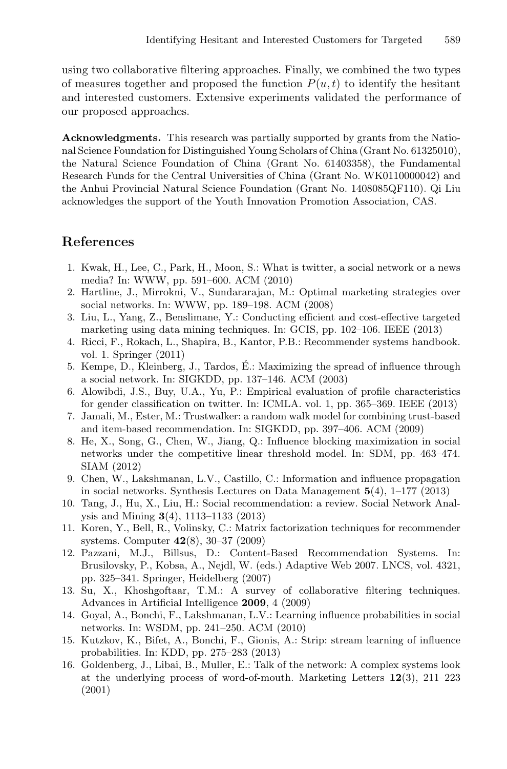using two collaborative filtering approaches. Finally, we combined the two types of measures together and proposed the function $P(u, t)$ to identify the hesitant and interested customers. Extensive experiments validated the performance of our proposed approaches.

**Acknowledgments.** This research was partially supported by grants from the National Science Foundation for Distinguished Young Scholars of China (Grant No. 61325010), the Natural Science Foundation of China (Grant No. 61403358), the Fundamental Research Funds for the Central Universities of China (Grant No. WK0110000042) and the Anhui Provincial Natural Science Foundation (Grant No. 1408085QF110). Qi Liu acknowledges the support of the Youth Innovation Promotion Association, CAS.

## References

1. Kwak, H., Lee, C., Park, H., Moon, S.: What is twitter, a social network or a news media? In: WWW, pp. 591–600. ACM (2010)
2. Hartline, J., Mirrokni, V., Sundararajan, M.: Optimal marketing strategies over social networks. In: WWW, pp. 189–198. ACM (2008)
3. Liu, L., Yang, Z., Benslimane, Y.: Conducting efficient and cost-effective targeted marketing using data mining techniques. In: GCIS, pp. 102–106. IEEE (2013)
4. Ricci, F., Rokach, L., Shapira, B., Kantor, P.B.: Recommender systems handbook. vol. 1. Springer (2011)
5. Kempe, D., Kleinberg, J., Tardos, É.: Maximizing the spread of influence through a social network. In: SIGKDD, pp. 137–146. ACM (2003)
6. Alowibdi, J.S., Buy, U.A., Yu, P.: Empirical evaluation of profile characteristics for gender classification on twitter. In: ICMLA. vol. 1, pp. 365–369. IEEE (2013)
7. Jamali, M., Ester, M.: Trustwalker: a random walk model for combining trust-based and item-based recommendation. In: SIGKDD, pp. 397–406. ACM (2009)
8. He, X., Song, G., Chen, W., Jiang, Q.: Influence blocking maximization in social networks under the competitive linear threshold model. In: SDM, pp. 463–474. SIAM (2012)
9. Chen, W., Lakshmanan, L.V., Castillo, C.: Information and influence propagation in social networks. Synthesis Lectures on Data Management **5**(4), 1–177 (2013)
10. Tang, J., Hu, X., Liu, H.: Social recommendation: a review. Social Network Analysis and Mining **3**(4), 1113–1133 (2013)
11. Koren, Y., Bell, R., Volinsky, C.: Matrix factorization techniques for recommender systems. Computer **42**(8), 30–37 (2009)
12. Pazzani, M.J., Billsus, D.: Content-Based Recommendation Systems. In: Brusilovsky, P., Kobsa, A., Nejdl, W. (eds.) Adaptive Web 2007. LNCS, vol. 4321, pp. 325–341. Springer, Heidelberg (2007)
13. Su, X., Khoshgoftaar, T.M.: A survey of collaborative filtering techniques. Advances in Artificial Intelligence **2009**, 4 (2009)
14. Goyal, A., Bonchi, F., Lakshmanan, L.V.: Learning influence probabilities in social networks. In: WSDM, pp. 241–250. ACM (2010)
15. Kutzkov, K., Bifet, A., Bonchi, F., Gionis, A.: Strip: stream learning of influence probabilities. In: KDD, pp. 275–283 (2013)
16. Goldenberg, J., Libai, B., Muller, E.: Talk of the network: A complex systems look at the underlying process of word-of-mouth. Marketing Letters **12**(3), 211–223 (2001)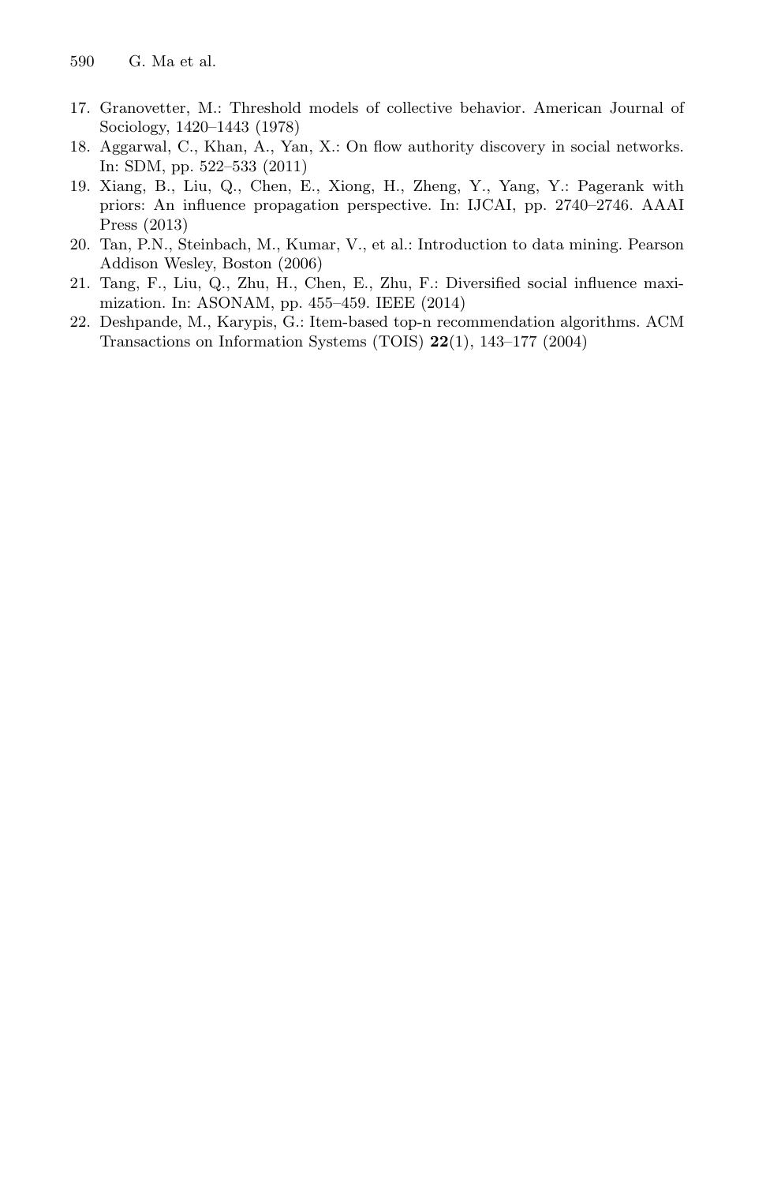17. Granovetter, M.: Threshold models of collective behavior. American Journal of Sociology, 1420–1443 (1978)
18. Aggarwal, C., Khan, A., Yan, X.: On flow authority discovery in social networks. In: SDM, pp. 522–533 (2011)
19. Xiang, B., Liu, Q., Chen, E., Xiong, H., Zheng, Y., Yang, Y.: Pagerank with priors: An influence propagation perspective. In: IJCAI, pp. 2740–2746. AAAI Press (2013)
20. Tan, P.N., Steinbach, M., Kumar, V., et al.: Introduction to data mining. Pearson Addison Wesley, Boston (2006)
21. Tang, F., Liu, Q., Zhu, H., Chen, E., Zhu, F.: Diversified social influence maximization. In: ASONAM, pp. 455–459. IEEE (2014)
22. Deshpande, M., Karypis, G.: Item-based top-n recommendation algorithms. ACM Transactions on Information Systems (TOIS) **22**(1), 143–177 (2004)